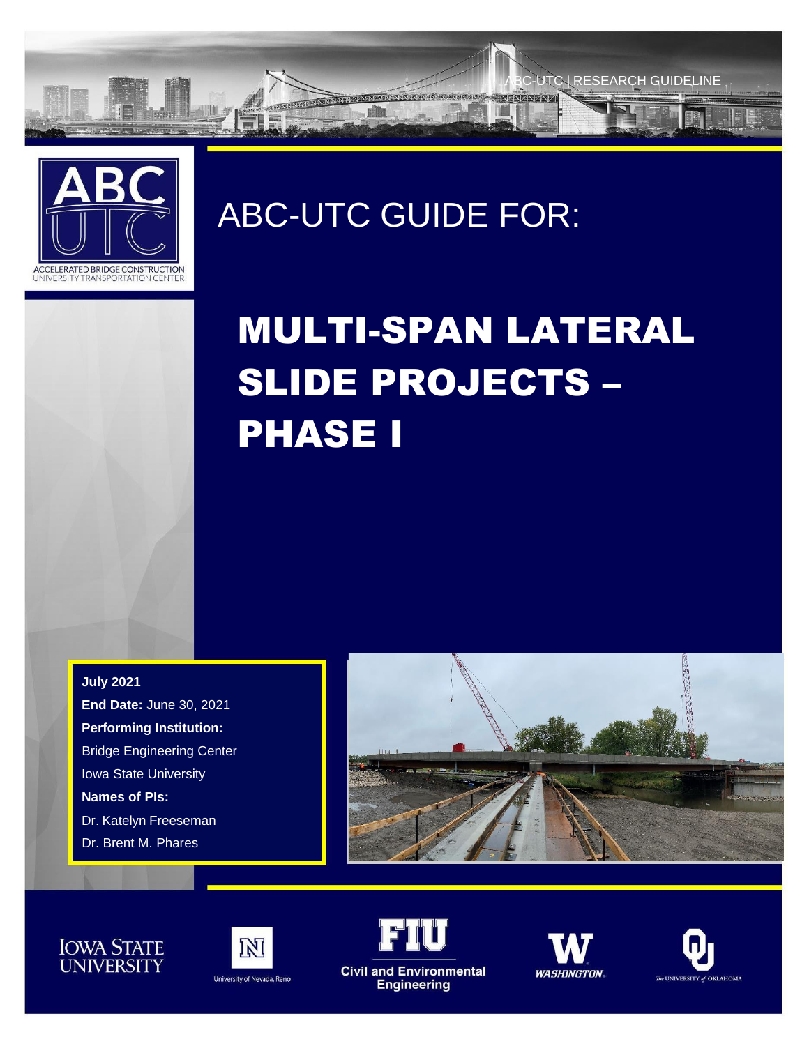ABC-UTC | RESEARCH GUIDELINE

ACCELERATED BRIDGE CONSTRUCTION
UNIVERSITY TRANSPORTATION CENTER

ABC-UTC GUIDE FOR:

# MULTI-SPAN LATERAL SLIDE PROJECTS – PHASE I

**July 2021**

**End Date:** June 30, 2021

**Performing Institution:**

Bridge Engineering Center

Iowa State University

**Names of PIs:**

Dr. Katelyn Freeseman

Dr. Brent M. Phares

Iowa State University

University of Nevada, Reno

FIU Civil and Environmental Engineering

Washington

The University of Oklahoma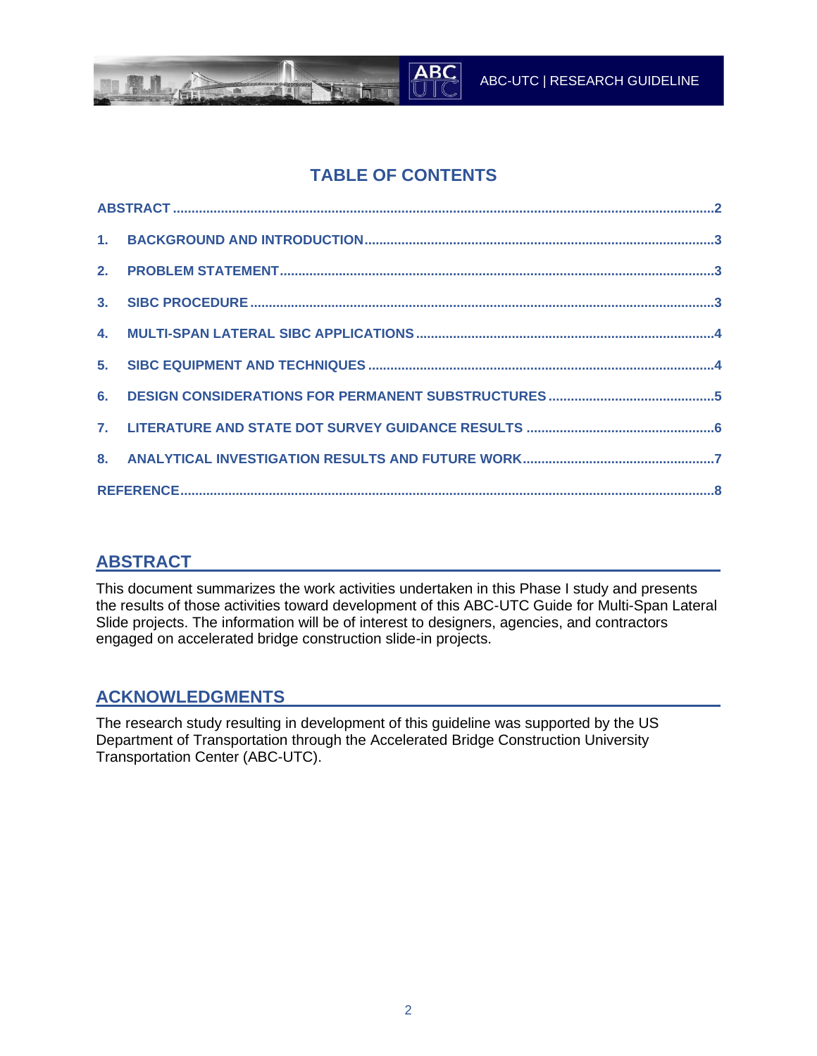## TABLE OF CONTENTS

ABSTRACT ....... 2

1. BACKGROUND AND INTRODUCTION ....... 3
2. PROBLEM STATEMENT ....... 3
3. SIBC PROCEDURE ....... 3
4. MULTI-SPAN LATERAL SIBC APPLICATIONS ....... 4
5. SIBC EQUIPMENT AND TECHNIQUES ....... 4
6. DESIGN CONSIDERATIONS FOR PERMANENT SUBSTRUCTURES ....... 5
7. LITERATURE AND STATE DOT SURVEY GUIDANCE RESULTS ....... 6
8. ANALYTICAL INVESTIGATION RESULTS AND FUTURE WORK ....... 7

REFERENCE ....... 8

## ABSTRACT

This document summarizes the work activities undertaken in this Phase I study and presents the results of those activities toward development of this ABC-UTC Guide for Multi-Span Lateral Slide projects. The information will be of interest to designers, agencies, and contractors engaged on accelerated bridge construction slide-in projects.

## ACKNOWLEDGMENTS

The research study resulting in development of this guideline was supported by the US Department of Transportation through the Accelerated Bridge Construction University Transportation Center (ABC-UTC).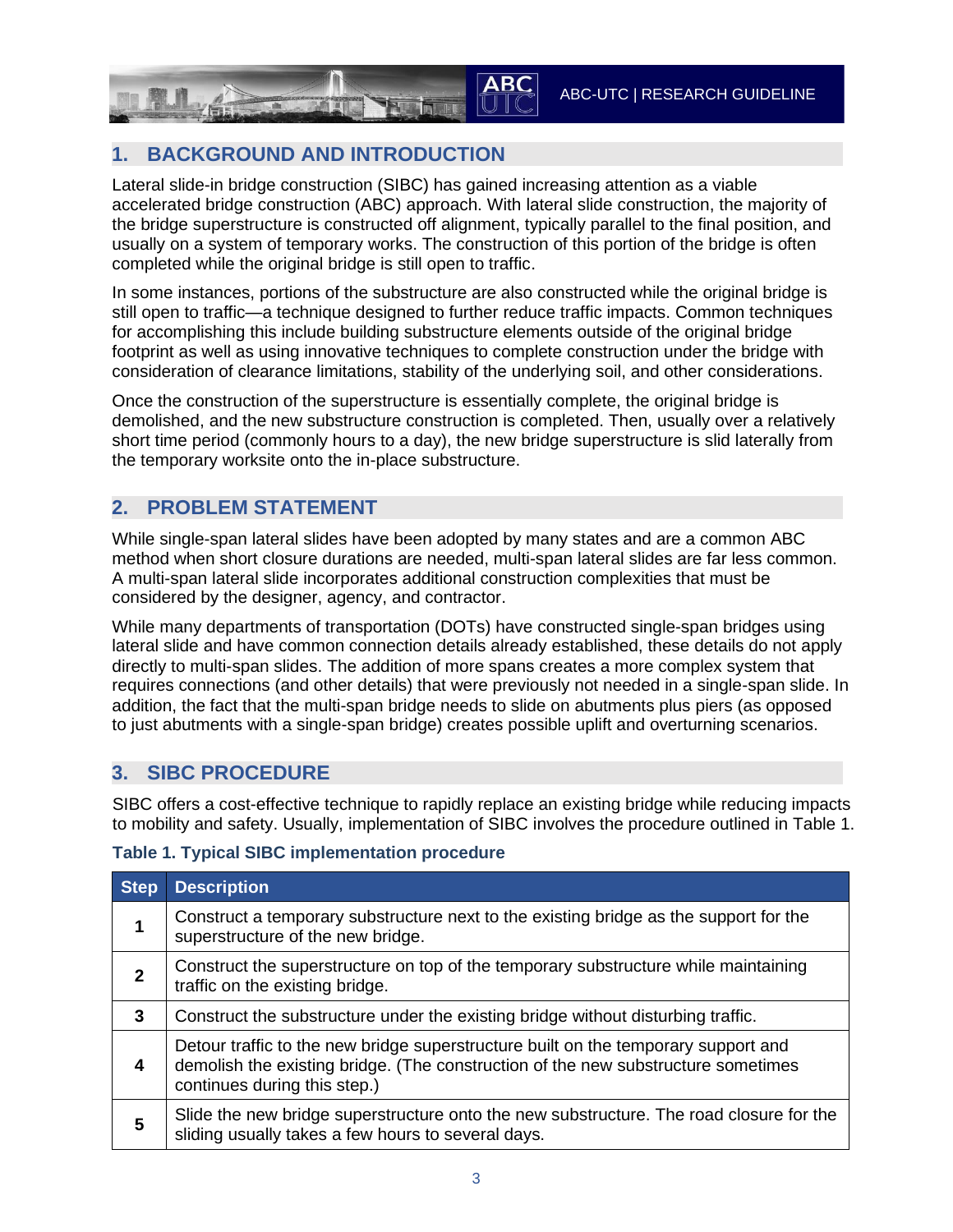## 1. BACKGROUND AND INTRODUCTION

Lateral slide-in bridge construction (SIBC) has gained increasing attention as a viable accelerated bridge construction (ABC) approach. With lateral slide construction, the majority of the bridge superstructure is constructed off alignment, typically parallel to the final position, and usually on a system of temporary works. The construction of this portion of the bridge is often completed while the original bridge is still open to traffic.

In some instances, portions of the substructure are also constructed while the original bridge is still open to traffic—a technique designed to further reduce traffic impacts. Common techniques for accomplishing this include building substructure elements outside of the original bridge footprint as well as using innovative techniques to complete construction under the bridge with consideration of clearance limitations, stability of the underlying soil, and other considerations.

Once the construction of the superstructure is essentially complete, the original bridge is demolished, and the new substructure construction is completed. Then, usually over a relatively short time period (commonly hours to a day), the new bridge superstructure is slid laterally from the temporary worksite onto the in-place substructure.

## 2. PROBLEM STATEMENT

While single-span lateral slides have been adopted by many states and are a common ABC method when short closure durations are needed, multi-span lateral slides are far less common. A multi-span lateral slide incorporates additional construction complexities that must be considered by the designer, agency, and contractor.

While many departments of transportation (DOTs) have constructed single-span bridges using lateral slide and have common connection details already established, these details do not apply directly to multi-span slides. The addition of more spans creates a more complex system that requires connections (and other details) that were previously not needed in a single-span slide. In addition, the fact that the multi-span bridge needs to slide on abutments plus piers (as opposed to just abutments with a single-span bridge) creates possible uplift and overturning scenarios.

## 3. SIBC PROCEDURE

SIBC offers a cost-effective technique to rapidly replace an existing bridge while reducing impacts to mobility and safety. Usually, implementation of SIBC involves the procedure outlined in Table 1.

**Table 1. Typical SIBC implementation procedure**

| Step | Description |
| --- | --- |
| 1 | Construct a temporary substructure next to the existing bridge as the support for the superstructure of the new bridge. |
| 2 | Construct the superstructure on top of the temporary substructure while maintaining traffic on the existing bridge. |
| 3 | Construct the substructure under the existing bridge without disturbing traffic. |
| 4 | Detour traffic to the new bridge superstructure built on the temporary support and demolish the existing bridge. (The construction of the new substructure sometimes continues during this step.) |
| 5 | Slide the new bridge superstructure onto the new substructure. The road closure for the sliding usually takes a few hours to several days. |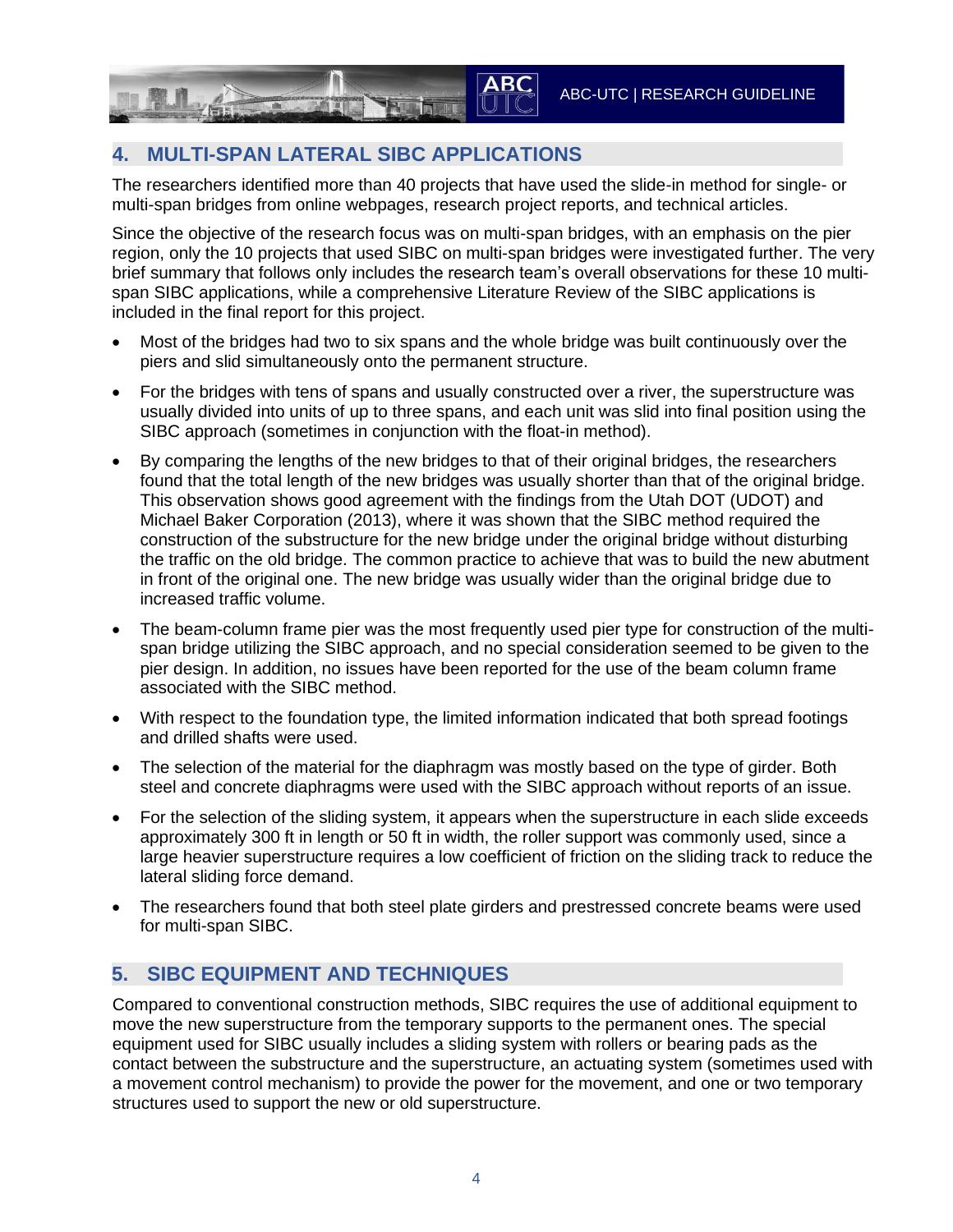## 4. MULTI-SPAN LATERAL SIBC APPLICATIONS

The researchers identified more than 40 projects that have used the slide-in method for single- or multi-span bridges from online webpages, research project reports, and technical articles.

Since the objective of the research focus was on multi-span bridges, with an emphasis on the pier region, only the 10 projects that used SIBC on multi-span bridges were investigated further. The very brief summary that follows only includes the research team's overall observations for these 10 multi-span SIBC applications, while a comprehensive Literature Review of the SIBC applications is included in the final report for this project.

- Most of the bridges had two to six spans and the whole bridge was built continuously over the piers and slid simultaneously onto the permanent structure.
- For the bridges with tens of spans and usually constructed over a river, the superstructure was usually divided into units of up to three spans, and each unit was slid into final position using the SIBC approach (sometimes in conjunction with the float-in method).
- By comparing the lengths of the new bridges to that of their original bridges, the researchers found that the total length of the new bridges was usually shorter than that of the original bridge. This observation shows good agreement with the findings from the Utah DOT (UDOT) and Michael Baker Corporation (2013), where it was shown that the SIBC method required the construction of the substructure for the new bridge under the original bridge without disturbing the traffic on the old bridge. The common practice to achieve that was to build the new abutment in front of the original one. The new bridge was usually wider than the original bridge due to increased traffic volume.
- The beam-column frame pier was the most frequently used pier type for construction of the multi-span bridge utilizing the SIBC approach, and no special consideration seemed to be given to the pier design. In addition, no issues have been reported for the use of the beam column frame associated with the SIBC method.
- With respect to the foundation type, the limited information indicated that both spread footings and drilled shafts were used.
- The selection of the material for the diaphragm was mostly based on the type of girder. Both steel and concrete diaphragms were used with the SIBC approach without reports of an issue.
- For the selection of the sliding system, it appears when the superstructure in each slide exceeds approximately 300 ft in length or 50 ft in width, the roller support was commonly used, since a large heavier superstructure requires a low coefficient of friction on the sliding track to reduce the lateral sliding force demand.
- The researchers found that both steel plate girders and prestressed concrete beams were used for multi-span SIBC.

## 5. SIBC EQUIPMENT AND TECHNIQUES

Compared to conventional construction methods, SIBC requires the use of additional equipment to move the new superstructure from the temporary supports to the permanent ones. The special equipment used for SIBC usually includes a sliding system with rollers or bearing pads as the contact between the substructure and the superstructure, an actuating system (sometimes used with a movement control mechanism) to provide the power for the movement, and one or two temporary structures used to support the new or old superstructure.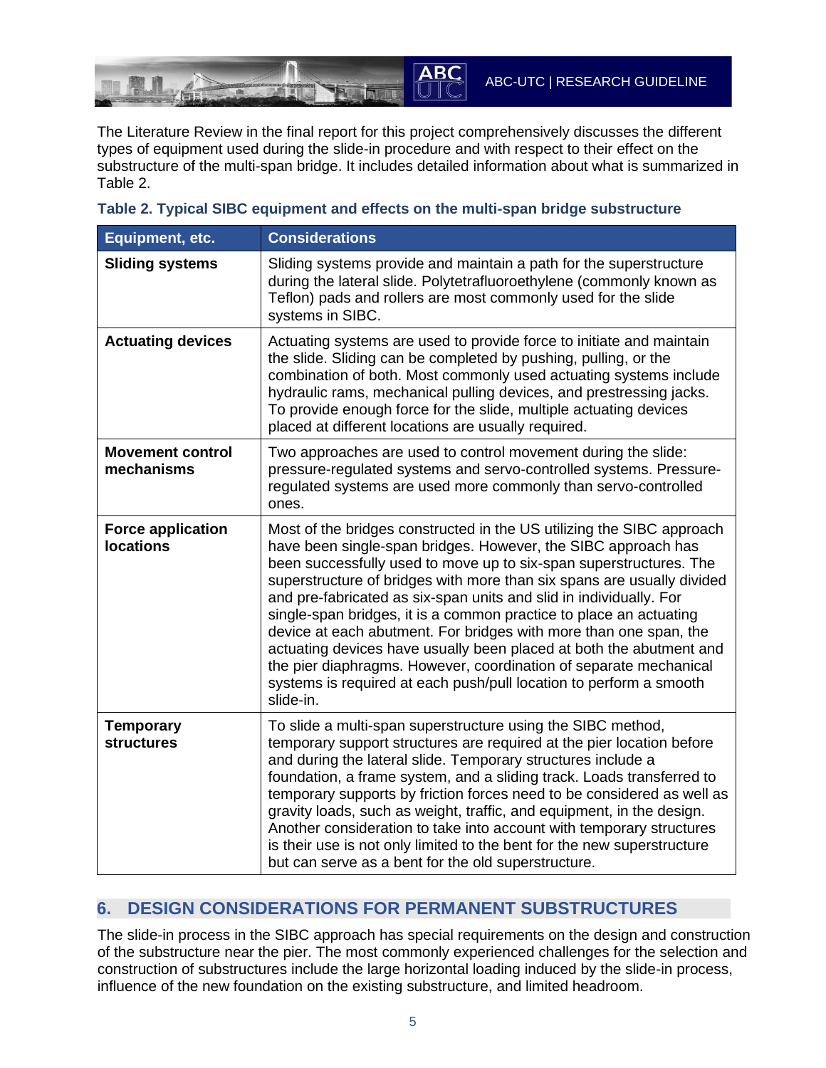The Literature Review in the final report for this project comprehensively discusses the different types of equipment used during the slide-in procedure and with respect to their effect on the substructure of the multi-span bridge. It includes detailed information about what is summarized in Table 2.

**Table 2. Typical SIBC equipment and effects on the multi-span bridge substructure**

| Equipment, etc. | Considerations |
|---|---|
| **Sliding systems** | Sliding systems provide and maintain a path for the superstructure during the lateral slide. Polytetrafluoroethylene (commonly known as Teflon) pads and rollers are most commonly used for the slide systems in SIBC. |
| **Actuating devices** | Actuating systems are used to provide force to initiate and maintain the slide. Sliding can be completed by pushing, pulling, or the combination of both. Most commonly used actuating systems include hydraulic rams, mechanical pulling devices, and prestressing jacks. To provide enough force for the slide, multiple actuating devices placed at different locations are usually required. |
| **Movement control mechanisms** | Two approaches are used to control movement during the slide: pressure-regulated systems and servo-controlled systems. Pressure-regulated systems are used more commonly than servo-controlled ones. |
| **Force application locations** | Most of the bridges constructed in the US utilizing the SIBC approach have been single-span bridges. However, the SIBC approach has been successfully used to move up to six-span superstructures. The superstructure of bridges with more than six spans are usually divided and pre-fabricated as six-span units and slid in individually. For single-span bridges, it is a common practice to place an actuating device at each abutment. For bridges with more than one span, the actuating devices have usually been placed at both the abutment and the pier diaphragms. However, coordination of separate mechanical systems is required at each push/pull location to perform a smooth slide-in. |
| **Temporary structures** | To slide a multi-span superstructure using the SIBC method, temporary support structures are required at the pier location before and during the lateral slide. Temporary structures include a foundation, a frame system, and a sliding track. Loads transferred to temporary supports by friction forces need to be considered as well as gravity loads, such as weight, traffic, and equipment, in the design. Another consideration to take into account with temporary structures is their use is not only limited to the bent for the new superstructure but can serve as a bent for the old superstructure. |

## 6. DESIGN CONSIDERATIONS FOR PERMANENT SUBSTRUCTURES

The slide-in process in the SIBC approach has special requirements on the design and construction of the substructure near the pier. The most commonly experienced challenges for the selection and construction of substructures include the large horizontal loading induced by the slide-in process, influence of the new foundation on the existing substructure, and limited headroom.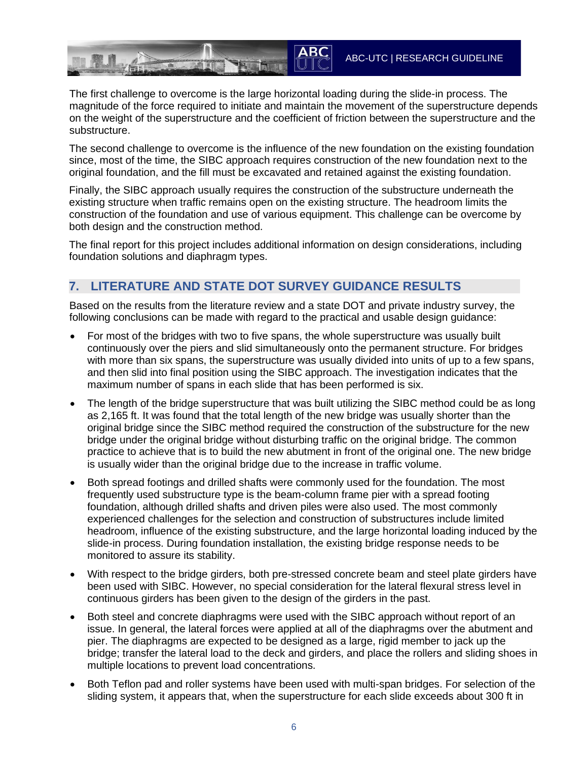The first challenge to overcome is the large horizontal loading during the slide-in process. The magnitude of the force required to initiate and maintain the movement of the superstructure depends on the weight of the superstructure and the coefficient of friction between the superstructure and the substructure.

The second challenge to overcome is the influence of the new foundation on the existing foundation since, most of the time, the SIBC approach requires construction of the new foundation next to the original foundation, and the fill must be excavated and retained against the existing foundation.

Finally, the SIBC approach usually requires the construction of the substructure underneath the existing structure when traffic remains open on the existing structure. The headroom limits the construction of the foundation and use of various equipment. This challenge can be overcome by both design and the construction method.

The final report for this project includes additional information on design considerations, including foundation solutions and diaphragm types.

## 7. LITERATURE AND STATE DOT SURVEY GUIDANCE RESULTS

Based on the results from the literature review and a state DOT and private industry survey, the following conclusions can be made with regard to the practical and usable design guidance:

- For most of the bridges with two to five spans, the whole superstructure was usually built continuously over the piers and slid simultaneously onto the permanent structure. For bridges with more than six spans, the superstructure was usually divided into units of up to a few spans, and then slid into final position using the SIBC approach. The investigation indicates that the maximum number of spans in each slide that has been performed is six.
- The length of the bridge superstructure that was built utilizing the SIBC method could be as long as 2,165 ft. It was found that the total length of the new bridge was usually shorter than the original bridge since the SIBC method required the construction of the substructure for the new bridge under the original bridge without disturbing traffic on the original bridge. The common practice to achieve that is to build the new abutment in front of the original one. The new bridge is usually wider than the original bridge due to the increase in traffic volume.
- Both spread footings and drilled shafts were commonly used for the foundation. The most frequently used substructure type is the beam-column frame pier with a spread footing foundation, although drilled shafts and driven piles were also used. The most commonly experienced challenges for the selection and construction of substructures include limited headroom, influence of the existing substructure, and the large horizontal loading induced by the slide-in process. During foundation installation, the existing bridge response needs to be monitored to assure its stability.
- With respect to the bridge girders, both pre-stressed concrete beam and steel plate girders have been used with SIBC. However, no special consideration for the lateral flexural stress level in continuous girders has been given to the design of the girders in the past.
- Both steel and concrete diaphragms were used with the SIBC approach without report of an issue. In general, the lateral forces were applied at all of the diaphragms over the abutment and pier. The diaphragms are expected to be designed as a large, rigid member to jack up the bridge; transfer the lateral load to the deck and girders, and place the rollers and sliding shoes in multiple locations to prevent load concentrations.
- Both Teflon pad and roller systems have been used with multi-span bridges. For selection of the sliding system, it appears that, when the superstructure for each slide exceeds about 300 ft in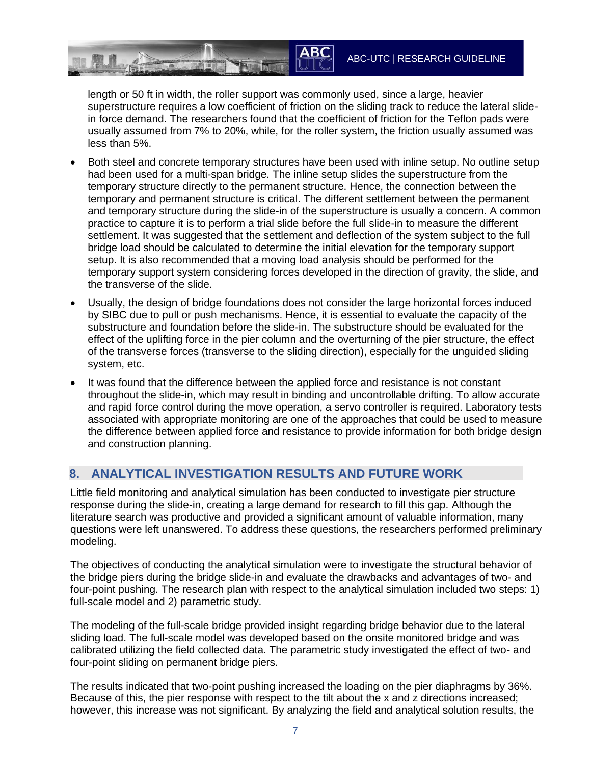length or 50 ft in width, the roller support was commonly used, since a large, heavier superstructure requires a low coefficient of friction on the sliding track to reduce the lateral slide-in force demand. The researchers found that the coefficient of friction for the Teflon pads were usually assumed from 7% to 20%, while, for the roller system, the friction usually assumed was less than 5%.

- Both steel and concrete temporary structures have been used with inline setup. No outline setup had been used for a multi-span bridge. The inline setup slides the superstructure from the temporary structure directly to the permanent structure. Hence, the connection between the temporary and permanent structure is critical. The different settlement between the permanent and temporary structure during the slide-in of the superstructure is usually a concern. A common practice to capture it is to perform a trial slide before the full slide-in to measure the different settlement. It was suggested that the settlement and deflection of the system subject to the full bridge load should be calculated to determine the initial elevation for the temporary support setup. It is also recommended that a moving load analysis should be performed for the temporary support system considering forces developed in the direction of gravity, the slide, and the transverse of the slide.
- Usually, the design of bridge foundations does not consider the large horizontal forces induced by SIBC due to pull or push mechanisms. Hence, it is essential to evaluate the capacity of the substructure and foundation before the slide-in. The substructure should be evaluated for the effect of the uplifting force in the pier column and the overturning of the pier structure, the effect of the transverse forces (transverse to the sliding direction), especially for the unguided sliding system, etc.
- It was found that the difference between the applied force and resistance is not constant throughout the slide-in, which may result in binding and uncontrollable drifting. To allow accurate and rapid force control during the move operation, a servo controller is required. Laboratory tests associated with appropriate monitoring are one of the approaches that could be used to measure the difference between applied force and resistance to provide information for both bridge design and construction planning.

## 8. ANALYTICAL INVESTIGATION RESULTS AND FUTURE WORK

Little field monitoring and analytical simulation has been conducted to investigate pier structure response during the slide-in, creating a large demand for research to fill this gap. Although the literature search was productive and provided a significant amount of valuable information, many questions were left unanswered. To address these questions, the researchers performed preliminary modeling.

The objectives of conducting the analytical simulation were to investigate the structural behavior of the bridge piers during the bridge slide-in and evaluate the drawbacks and advantages of two- and four-point pushing. The research plan with respect to the analytical simulation included two steps: 1) full-scale model and 2) parametric study.

The modeling of the full-scale bridge provided insight regarding bridge behavior due to the lateral sliding load. The full-scale model was developed based on the onsite monitored bridge and was calibrated utilizing the field collected data. The parametric study investigated the effect of two- and four-point sliding on permanent bridge piers.

The results indicated that two-point pushing increased the loading on the pier diaphragms by 36%. Because of this, the pier response with respect to the tilt about the x and z directions increased; however, this increase was not significant. By analyzing the field and analytical solution results, the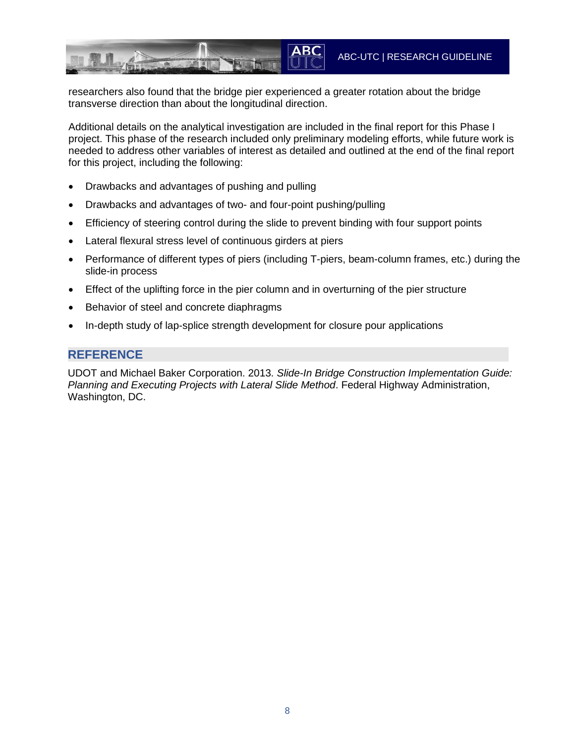researchers also found that the bridge pier experienced a greater rotation about the bridge transverse direction than about the longitudinal direction.

Additional details on the analytical investigation are included in the final report for this Phase I project. This phase of the research included only preliminary modeling efforts, while future work is needed to address other variables of interest as detailed and outlined at the end of the final report for this project, including the following:

- Drawbacks and advantages of pushing and pulling
- Drawbacks and advantages of two- and four-point pushing/pulling
- Efficiency of steering control during the slide to prevent binding with four support points
- Lateral flexural stress level of continuous girders at piers
- Performance of different types of piers (including T-piers, beam-column frames, etc.) during the slide-in process
- Effect of the uplifting force in the pier column and in overturning of the pier structure
- Behavior of steel and concrete diaphragms
- In-depth study of lap-splice strength development for closure pour applications

## REFERENCE

UDOT and Michael Baker Corporation. 2013. *Slide-In Bridge Construction Implementation Guide: Planning and Executing Projects with Lateral Slide Method*. Federal Highway Administration, Washington, DC.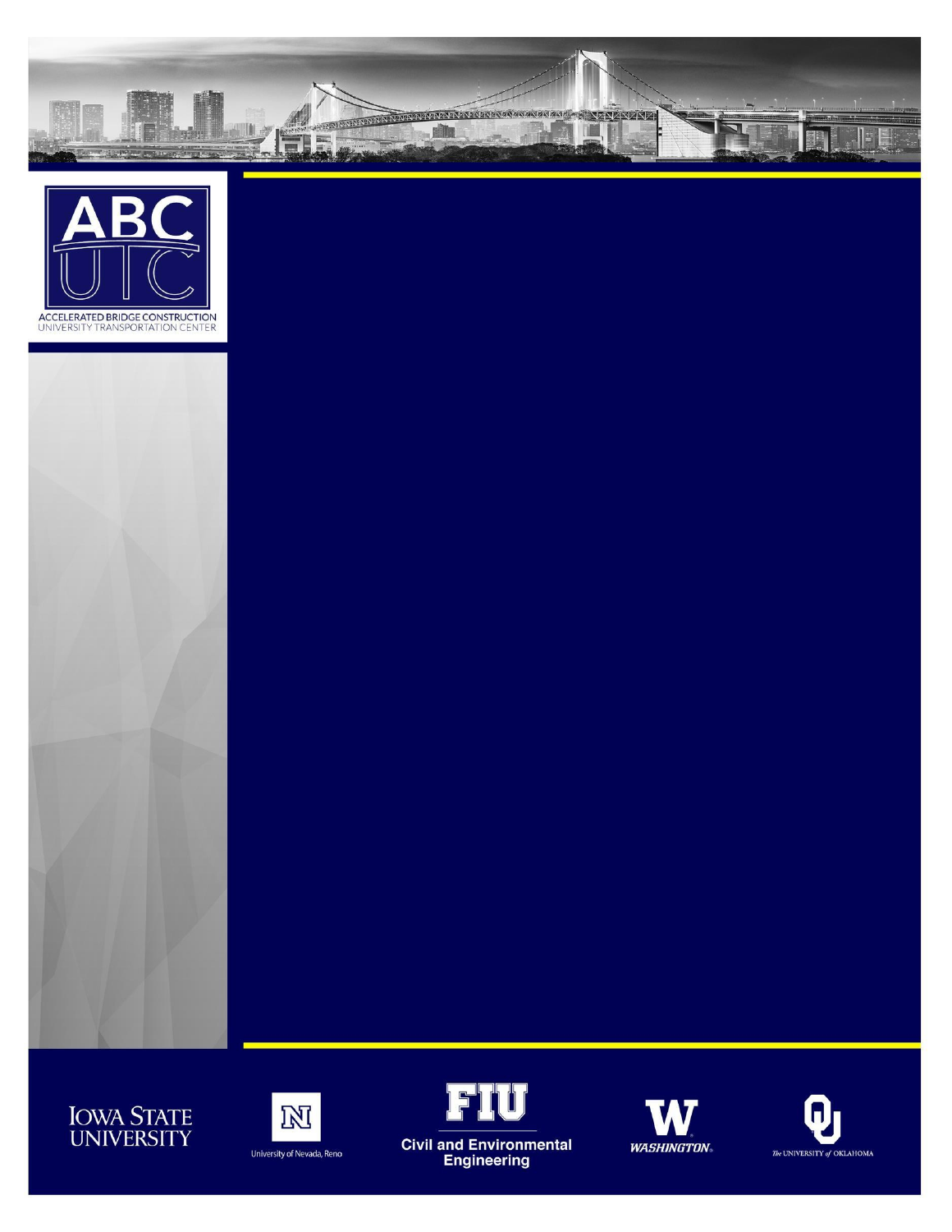ACCELERATED BRIDGE CONSTRUCTION
UNIVERSITY TRANSPORTATION CENTER

IOWA STATE UNIVERSITY

University of Nevada, Reno

FIU
Civil and Environmental Engineering

WASHINGTON

The UNIVERSITY of OKLAHOMA